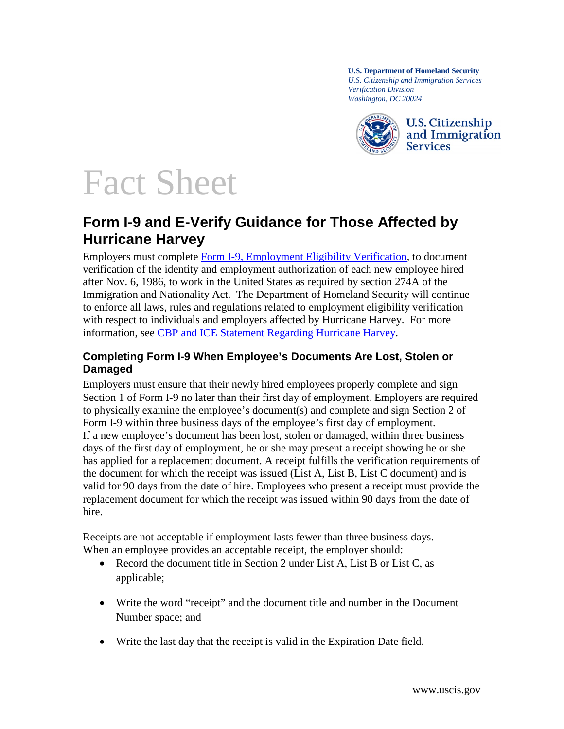**U.S. Department of Homeland Security**
*U.S. Citizenship and Immigration Services*
*Verification Division*
*Washington, DC 20024*

U.S. Citizenship and Immigration Services

# Fact Sheet

## Form I-9 and E-Verify Guidance for Those Affected by Hurricane Harvey

Employers must complete Form I-9, Employment Eligibility Verification, to document verification of the identity and employment authorization of each new employee hired after Nov. 6, 1986, to work in the United States as required by section 274A of the Immigration and Nationality Act. The Department of Homeland Security will continue to enforce all laws, rules and regulations related to employment eligibility verification with respect to individuals and employers affected by Hurricane Harvey. For more information, see CBP and ICE Statement Regarding Hurricane Harvey.

### Completing Form I-9 When Employee's Documents Are Lost, Stolen or Damaged

Employers must ensure that their newly hired employees properly complete and sign Section 1 of Form I-9 no later than their first day of employment. Employers are required to physically examine the employee's document(s) and complete and sign Section 2 of Form I-9 within three business days of the employee's first day of employment. If a new employee's document has been lost, stolen or damaged, within three business days of the first day of employment, he or she may present a receipt showing he or she has applied for a replacement document. A receipt fulfills the verification requirements of the document for which the receipt was issued (List A, List B, List C document) and is valid for 90 days from the date of hire. Employees who present a receipt must provide the replacement document for which the receipt was issued within 90 days from the date of hire.

Receipts are not acceptable if employment lasts fewer than three business days. When an employee provides an acceptable receipt, the employer should:

- Record the document title in Section 2 under List A, List B or List C, as applicable;
- Write the word "receipt" and the document title and number in the Document Number space; and
- Write the last day that the receipt is valid in the Expiration Date field.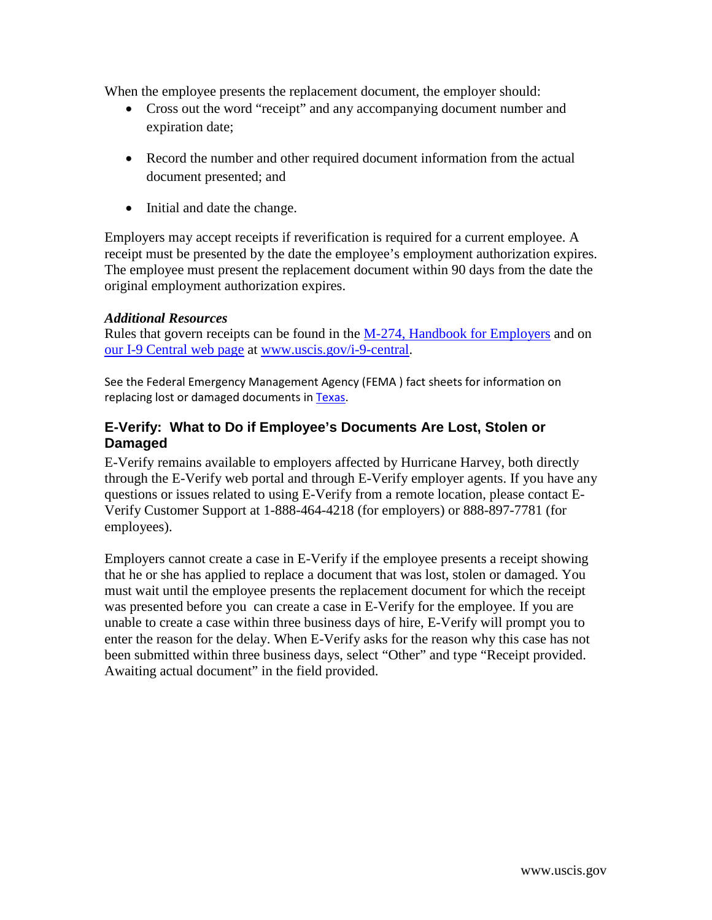When the employee presents the replacement document, the employer should:

- Cross out the word "receipt" and any accompanying document number and expiration date;
- Record the number and other required document information from the actual document presented; and
- Initial and date the change.

Employers may accept receipts if reverification is required for a current employee. A receipt must be presented by the date the employee's employment authorization expires. The employee must present the replacement document within 90 days from the date the original employment authorization expires.

***Additional Resources***

Rules that govern receipts can be found in the M-274, Handbook for Employers and on our I-9 Central web page at www.uscis.gov/i-9-central.

See the Federal Emergency Management Agency (FEMA ) fact sheets for information on replacing lost or damaged documents in Texas.

## E-Verify: What to Do if Employee's Documents Are Lost, Stolen or Damaged

E-Verify remains available to employers affected by Hurricane Harvey, both directly through the E-Verify web portal and through E-Verify employer agents. If you have any questions or issues related to using E-Verify from a remote location, please contact E-Verify Customer Support at 1-888-464-4218 (for employers) or 888-897-7781 (for employees).

Employers cannot create a case in E-Verify if the employee presents a receipt showing that he or she has applied to replace a document that was lost, stolen or damaged. You must wait until the employee presents the replacement document for which the receipt was presented before you can create a case in E-Verify for the employee. If you are unable to create a case within three business days of hire, E-Verify will prompt you to enter the reason for the delay. When E-Verify asks for the reason why this case has not been submitted within three business days, select "Other" and type "Receipt provided. Awaiting actual document" in the field provided.